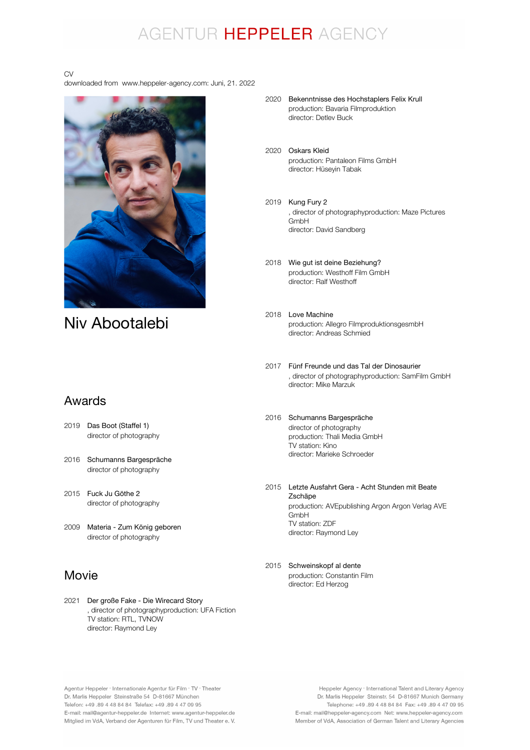# AGENTUR HEPPELER AGENCY

CV
downloaded from www.heppeler-agency.com: Juni, 21. 2022

# Niv Abootalebi

## Awards

2019 Das Boot (Staffel 1)
director of photography

2016 Schumanns Bargespräche
director of photography

2015 Fuck Ju Göthe 2
director of photography

2009 Materia - Zum König geboren
director of photography

## Movie

2021 Der große Fake - Die Wirecard Story
, director of photographyproduction: UFA Fiction
TV station: RTL, TVNOW
director: Raymond Ley

2020 Bekenntnisse des Hochstaplers Felix Krull
production: Bavaria Filmproduktion
director: Detlev Buck

2020 Oskars Kleid
production: Pantaleon Films GmbH
director: Hüseyin Tabak

2019 Kung Fury 2
, director of photographyproduction: Maze Pictures GmbH
director: David Sandberg

2018 Wie gut ist deine Beziehung?
production: Westhoff Film GmbH
director: Ralf Westhoff

2018 Love Machine
production: Allegro FilmproduktionsgesmbH
director: Andreas Schmied

2017 Fünf Freunde und das Tal der Dinosaurier
, director of photographyproduction: SamFilm GmbH
director: Mike Marzuk

2016 Schumanns Bargespräche
director of photography
production: Thali Media GmbH
TV station: Kino
director: Marieke Schroeder

2015 Letzte Ausfahrt Gera - Acht Stunden mit Beate Zschäpe
production: AVEpublishing Argon Argon Verlag AVE GmbH
TV station: ZDF
director: Raymond Ley

2015 Schweinskopf al dente
production: Constantin Film
director: Ed Herzog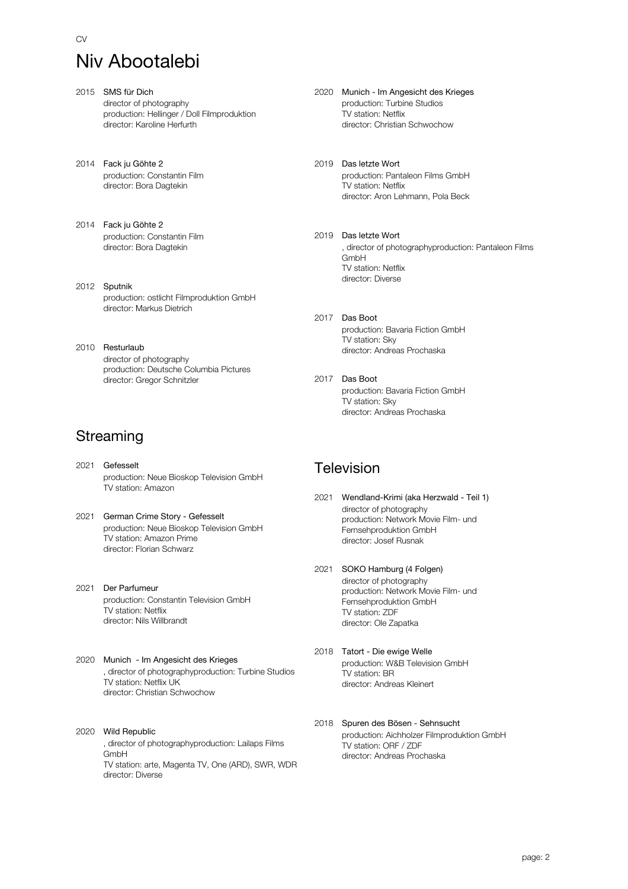CV

# Niv Abootalebi

2015 **SMS für Dich**
director of photography
production: Hellinger / Doll Filmproduktion
director: Karoline Herfurth

2014 **Fack ju Göhte 2**
production: Constantin Film
director: Bora Dagtekin

2014 **Fack ju Göhte 2**
production: Constantin Film
director: Bora Dagtekin

2012 **Sputnik**
production: ostlicht Filmproduktion GmbH
director: Markus Dietrich

2010 **Resturlaub**
director of photography
production: Deutsche Columbia Pictures
director: Gregor Schnitzler

## Streaming

2021 **Gefesselt**
production: Neue Bioskop Television GmbH
TV station: Amazon

2021 **German Crime Story - Gefesselt**
production: Neue Bioskop Television GmbH
TV station: Amazon Prime
director: Florian Schwarz

2021 **Der Parfumeur**
production: Constantin Television GmbH
TV station: Netflix
director: Nils Willbrandt

2020 **Munich - Im Angesicht des Krieges**
, director of photographyproduction: Turbine Studios
TV station: Netflix UK
director: Christian Schwochow

2020 **Wild Republic**
, director of photographyproduction: Lailaps Films GmbH
TV station: arte, Magenta TV, One (ARD), SWR, WDR
director: Diverse

2020 **Munich - Im Angesicht des Krieges**
production: Turbine Studios
TV station: Netflix
director: Christian Schwochow

2019 **Das letzte Wort**
production: Pantaleon Films GmbH
TV station: Netflix
director: Aron Lehmann, Pola Beck

2019 **Das letzte Wort**
, director of photographyproduction: Pantaleon Films GmbH
TV station: Netflix
director: Diverse

2017 **Das Boot**
production: Bavaria Fiction GmbH
TV station: Sky
director: Andreas Prochaska

2017 **Das Boot**
production: Bavaria Fiction GmbH
TV station: Sky
director: Andreas Prochaska

## Television

2021 **Wendland-Krimi (aka Herzwald - Teil 1)**
director of photography
production: Network Movie Film- und Fernsehproduktion GmbH
director: Josef Rusnak

2021 **SOKO Hamburg (4 Folgen)**
director of photography
production: Network Movie Film- und Fernsehproduktion GmbH
TV station: ZDF
director: Ole Zapatka

2018 **Tatort - Die ewige Welle**
production: W&B Television GmbH
TV station: BR
director: Andreas Kleinert

2018 **Spuren des Bösen - Sehnsucht**
production: Aichholzer Filmproduktion GmbH
TV station: ORF / ZDF
director: Andreas Prochaska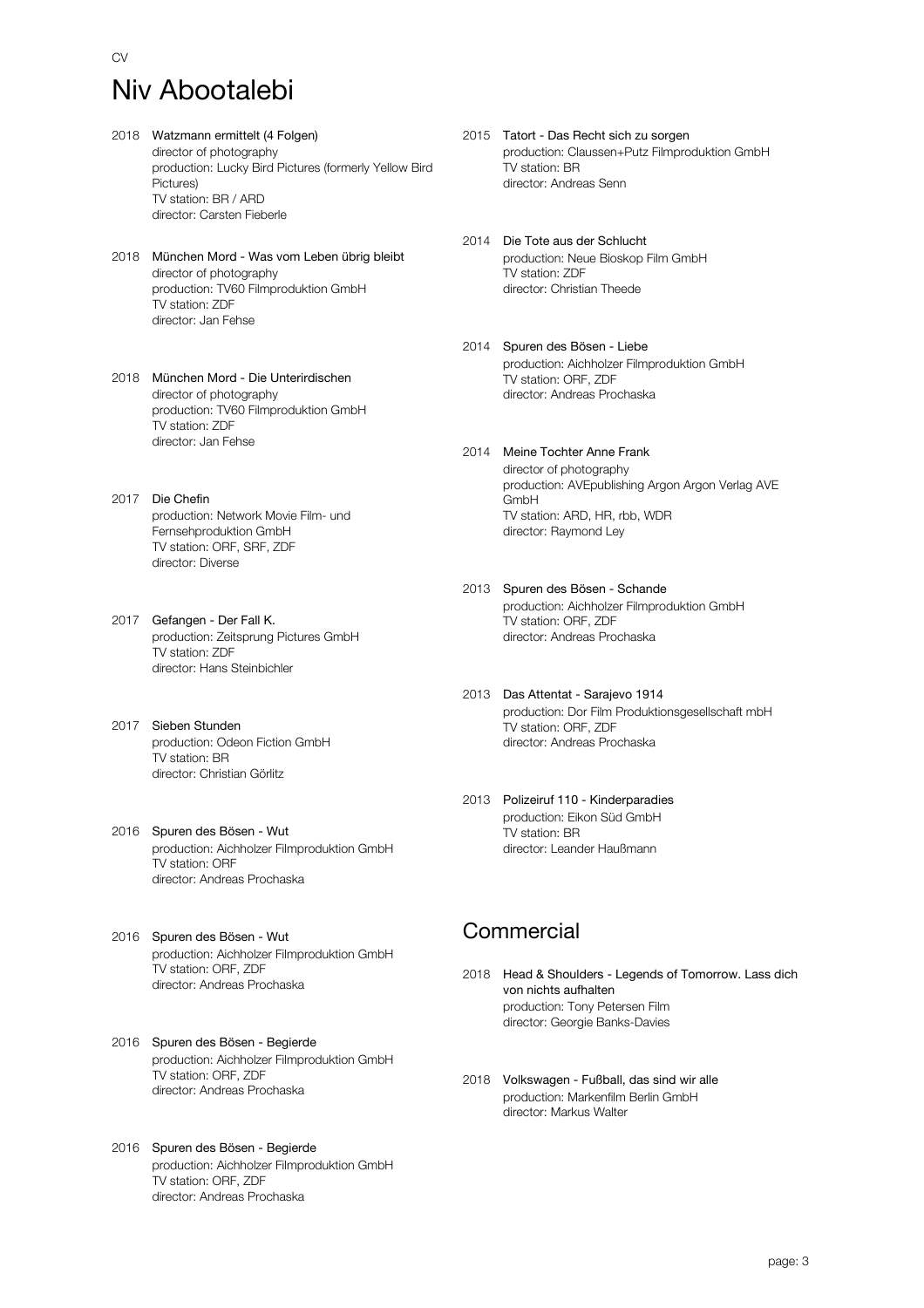CV

# Niv Abootalebi

2018 **Watzmann ermittelt (4 Folgen)**
director of photography
production: Lucky Bird Pictures (formerly Yellow Bird Pictures)
TV station: BR / ARD
director: Carsten Fieberle

2018 **München Mord - Was vom Leben übrig bleibt**
director of photography
production: TV60 Filmproduktion GmbH
TV station: ZDF
director: Jan Fehse

2018 **München Mord - Die Unterirdischen**
director of photography
production: TV60 Filmproduktion GmbH
TV station: ZDF
director: Jan Fehse

2017 **Die Chefin**
production: Network Movie Film- und Fernsehproduktion GmbH
TV station: ORF, SRF, ZDF
director: Diverse

2017 **Gefangen - Der Fall K.**
production: Zeitsprung Pictures GmbH
TV station: ZDF
director: Hans Steinbichler

2017 **Sieben Stunden**
production: Odeon Fiction GmbH
TV station: BR
director: Christian Görlitz

2016 **Spuren des Bösen - Wut**
production: Aichholzer Filmproduktion GmbH
TV station: ORF
director: Andreas Prochaska

2016 **Spuren des Bösen - Wut**
production: Aichholzer Filmproduktion GmbH
TV station: ORF, ZDF
director: Andreas Prochaska

2016 **Spuren des Bösen - Begierde**
production: Aichholzer Filmproduktion GmbH
TV station: ORF, ZDF
director: Andreas Prochaska

2016 **Spuren des Bösen - Begierde**
production: Aichholzer Filmproduktion GmbH
TV station: ORF, ZDF
director: Andreas Prochaska

2015 **Tatort - Das Recht sich zu sorgen**
production: Claussen+Putz Filmproduktion GmbH
TV station: BR
director: Andreas Senn

2014 **Die Tote aus der Schlucht**
production: Neue Bioskop Film GmbH
TV station: ZDF
director: Christian Theede

2014 **Spuren des Bösen - Liebe**
production: Aichholzer Filmproduktion GmbH
TV station: ORF, ZDF
director: Andreas Prochaska

2014 **Meine Tochter Anne Frank**
director of photography
production: AVEpublishing Argon Argon Verlag AVE GmbH
TV station: ARD, HR, rbb, WDR
director: Raymond Ley

2013 **Spuren des Bösen - Schande**
production: Aichholzer Filmproduktion GmbH
TV station: ORF, ZDF
director: Andreas Prochaska

2013 **Das Attentat - Sarajevo 1914**
production: Dor Film Produktionsgesellschaft mbH
TV station: ORF, ZDF
director: Andreas Prochaska

2013 **Polizeiruf 110 - Kinderparadies**
production: Eikon Süd GmbH
TV station: BR
director: Leander Haußmann

## Commercial

2018 **Head & Shoulders - Legends of Tomorrow. Lass dich von nichts aufhalten**
production: Tony Petersen Film
director: Georgie Banks-Davies

2018 **Volkswagen - Fußball, das sind wir alle**
production: Markenfilm Berlin GmbH
director: Markus Walter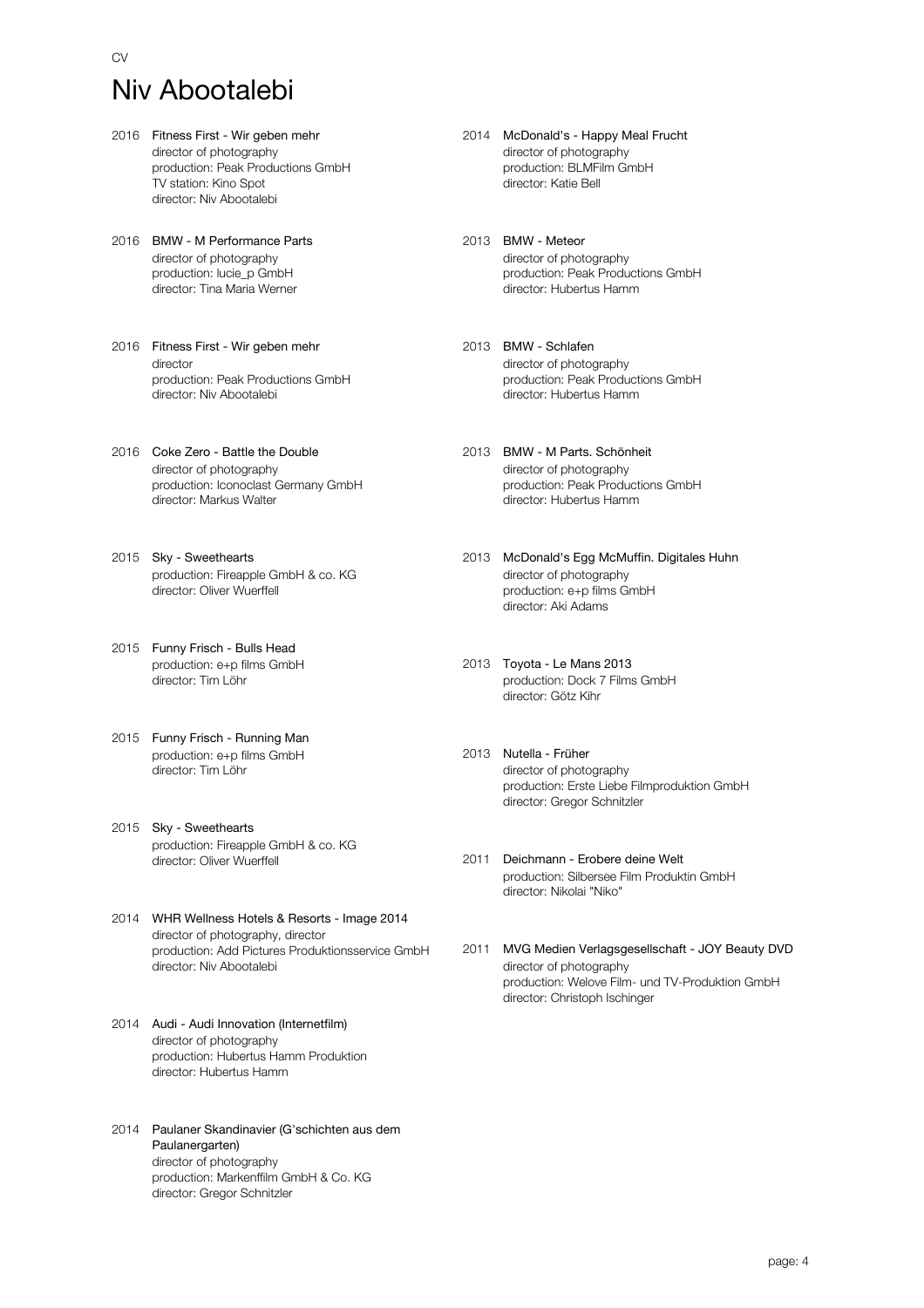CV

# Niv Abootalebi

2016 **Fitness First - Wir geben mehr**
director of photography
production: Peak Productions GmbH
TV station: Kino Spot
director: Niv Abootalebi

2016 **BMW - M Performance Parts**
director of photography
production: lucie_p GmbH
director: Tina Maria Werner

2016 **Fitness First - Wir geben mehr**
director
production: Peak Productions GmbH
director: Niv Abootalebi

2016 **Coke Zero - Battle the Double**
director of photography
production: Iconoclast Germany GmbH
director: Markus Walter

2015 **Sky - Sweethearts**
production: Fireapple GmbH & co. KG
director: Oliver Wuerffell

2015 **Funny Frisch - Bulls Head**
production: e+p films GmbH
director: Tim Löhr

2015 **Funny Frisch - Running Man**
production: e+p films GmbH
director: Tim Löhr

2015 **Sky - Sweethearts**
production: Fireapple GmbH & co. KG
director: Oliver Wuerffell

2014 **WHR Wellness Hotels & Resorts - Image 2014**
director of photography, director
production: Add Pictures Produktionsservice GmbH
director: Niv Abootalebi

2014 **Audi - Audi Innovation (Internetfilm)**
director of photography
production: Hubertus Hamm Produktion
director: Hubertus Hamm

2014 **Paulaner Skandinavier (G'schichten aus dem Paulanergarten)**
director of photography
production: Markenffilm GmbH & Co. KG
director: Gregor Schnitzler

2014 **McDonald's - Happy Meal Frucht**
director of photography
production: BLMFilm GmbH
director: Katie Bell

2013 **BMW - Meteor**
director of photography
production: Peak Productions GmbH
director: Hubertus Hamm

2013 **BMW - Schlafen**
director of photography
production: Peak Productions GmbH
director: Hubertus Hamm

2013 **BMW - M Parts. Schönheit**
director of photography
production: Peak Productions GmbH
director: Hubertus Hamm

2013 **McDonald's Egg McMuffin. Digitales Huhn**
director of photography
production: e+p films GmbH
director: Aki Adams

2013 **Toyota - Le Mans 2013**
production: Dock 7 Films GmbH
director: Götz Kihr

2013 **Nutella - Früher**
director of photography
production: Erste Liebe Filmproduktion GmbH
director: Gregor Schnitzler

2011 **Deichmann - Erobere deine Welt**
production: Silbersee Film Produktin GmbH
director: Nikolai "Niko"

2011 **MVG Medien Verlagsgesellschaft - JOY Beauty DVD**
director of photography
production: Welove Film- und TV-Produktion GmbH
director: Christoph Ischinger